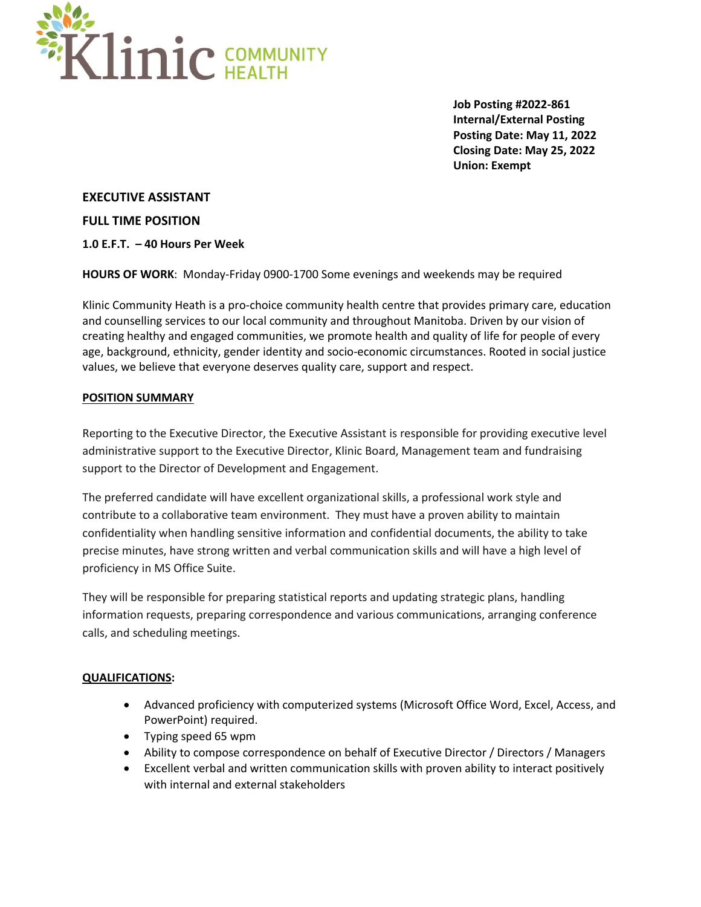Klinic COMMUNITY HEALTH

**Job Posting #2022-861**
**Internal/External Posting**
**Posting Date: May 11, 2022**
**Closing Date: May 25, 2022**
**Union: Exempt**

**EXECUTIVE ASSISTANT**

**FULL TIME POSITION**

**1.0 E.F.T. – 40 Hours Per Week**

**HOURS OF WORK**: Monday-Friday 0900-1700 Some evenings and weekends may be required

Klinic Community Heath is a pro-choice community health centre that provides primary care, education and counselling services to our local community and throughout Manitoba. Driven by our vision of creating healthy and engaged communities, we promote health and quality of life for people of every age, background, ethnicity, gender identity and socio-economic circumstances. Rooted in social justice values, we believe that everyone deserves quality care, support and respect.

**POSITION SUMMARY**

Reporting to the Executive Director, the Executive Assistant is responsible for providing executive level administrative support to the Executive Director, Klinic Board, Management team and fundraising support to the Director of Development and Engagement.

The preferred candidate will have excellent organizational skills, a professional work style and contribute to a collaborative team environment. They must have a proven ability to maintain confidentiality when handling sensitive information and confidential documents, the ability to take precise minutes, have strong written and verbal communication skills and will have a high level of proficiency in MS Office Suite.

They will be responsible for preparing statistical reports and updating strategic plans, handling information requests, preparing correspondence and various communications, arranging conference calls, and scheduling meetings.

**QUALIFICATIONS:**

- Advanced proficiency with computerized systems (Microsoft Office Word, Excel, Access, and PowerPoint) required.
- Typing speed 65 wpm
- Ability to compose correspondence on behalf of Executive Director / Directors / Managers
- Excellent verbal and written communication skills with proven ability to interact positively with internal and external stakeholders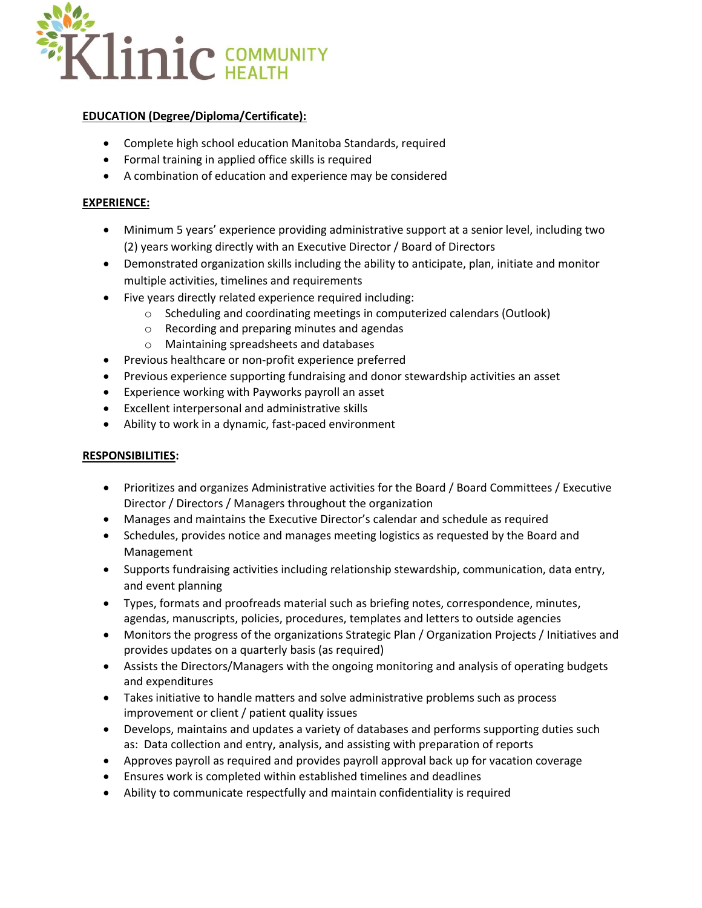**EDUCATION (Degree/Diploma/Certificate):**

- Complete high school education Manitoba Standards, required
- Formal training in applied office skills is required
- A combination of education and experience may be considered

**EXPERIENCE:**

- Minimum 5 years' experience providing administrative support at a senior level, including two (2) years working directly with an Executive Director / Board of Directors
- Demonstrated organization skills including the ability to anticipate, plan, initiate and monitor multiple activities, timelines and requirements
- Five years directly related experience required including:
  - Scheduling and coordinating meetings in computerized calendars (Outlook)
  - Recording and preparing minutes and agendas
  - Maintaining spreadsheets and databases
- Previous healthcare or non-profit experience preferred
- Previous experience supporting fundraising and donor stewardship activities an asset
- Experience working with Payworks payroll an asset
- Excellent interpersonal and administrative skills
- Ability to work in a dynamic, fast-paced environment

**RESPONSIBILITIES:**

- Prioritizes and organizes Administrative activities for the Board / Board Committees / Executive Director / Directors / Managers throughout the organization
- Manages and maintains the Executive Director's calendar and schedule as required
- Schedules, provides notice and manages meeting logistics as requested by the Board and Management
- Supports fundraising activities including relationship stewardship, communication, data entry, and event planning
- Types, formats and proofreads material such as briefing notes, correspondence, minutes, agendas, manuscripts, policies, procedures, templates and letters to outside agencies
- Monitors the progress of the organizations Strategic Plan / Organization Projects / Initiatives and provides updates on a quarterly basis (as required)
- Assists the Directors/Managers with the ongoing monitoring and analysis of operating budgets and expenditures
- Takes initiative to handle matters and solve administrative problems such as process improvement or client / patient quality issues
- Develops, maintains and updates a variety of databases and performs supporting duties such as: Data collection and entry, analysis, and assisting with preparation of reports
- Approves payroll as required and provides payroll approval back up for vacation coverage
- Ensures work is completed within established timelines and deadlines
- Ability to communicate respectfully and maintain confidentiality is required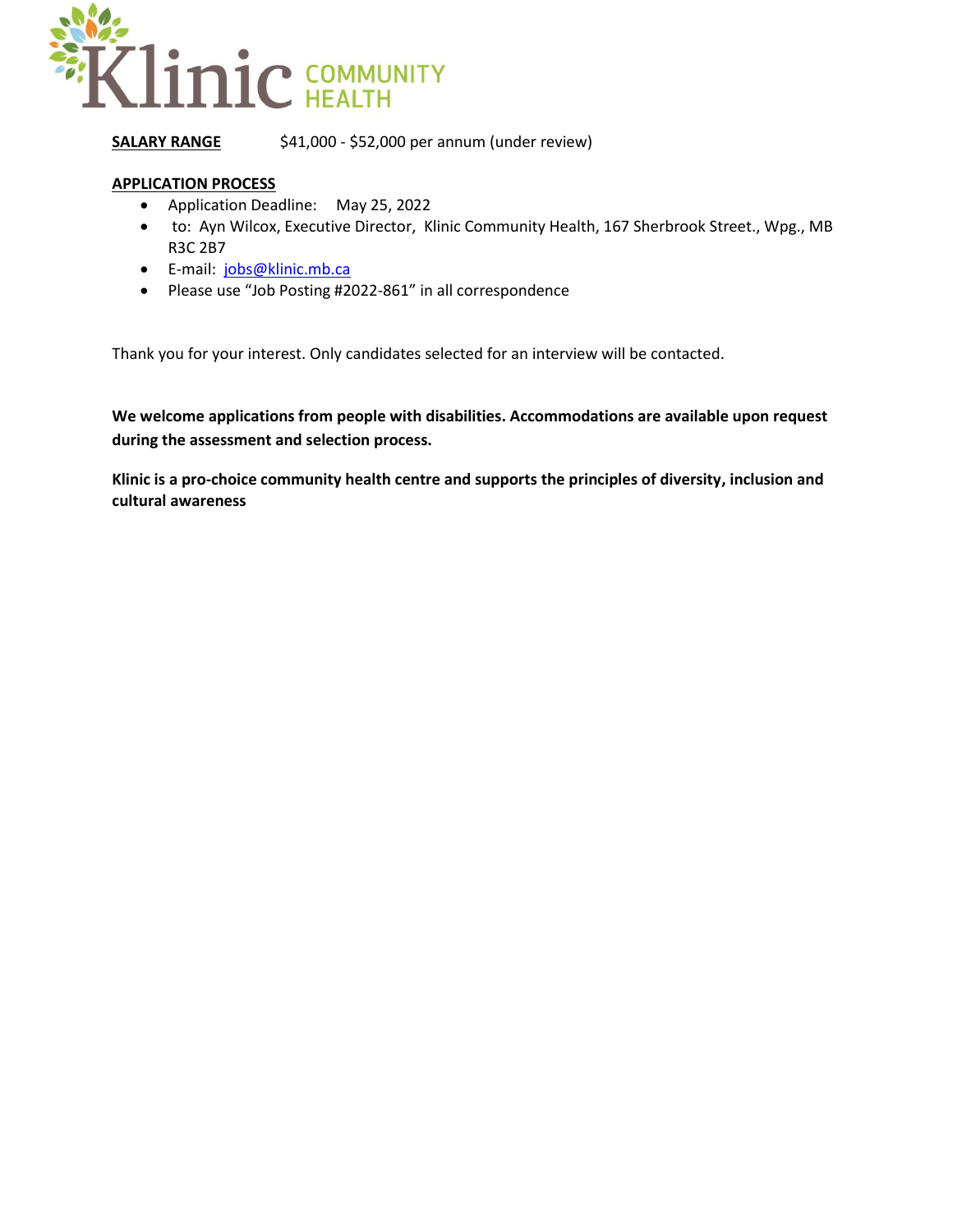**SALARY RANGE** $41,000 - $52,000 per annum (under review)

**APPLICATION PROCESS**

- Application Deadline: May 25, 2022
- to: Ayn Wilcox, Executive Director, Klinic Community Health, 167 Sherbrook Street., Wpg., MB R3C 2B7
- E-mail: jobs@klinic.mb.ca
- Please use "Job Posting #2022-861" in all correspondence

Thank you for your interest. Only candidates selected for an interview will be contacted.

**We welcome applications from people with disabilities. Accommodations are available upon request during the assessment and selection process.**

**Klinic is a pro-choice community health centre and supports the principles of diversity, inclusion and cultural awareness**